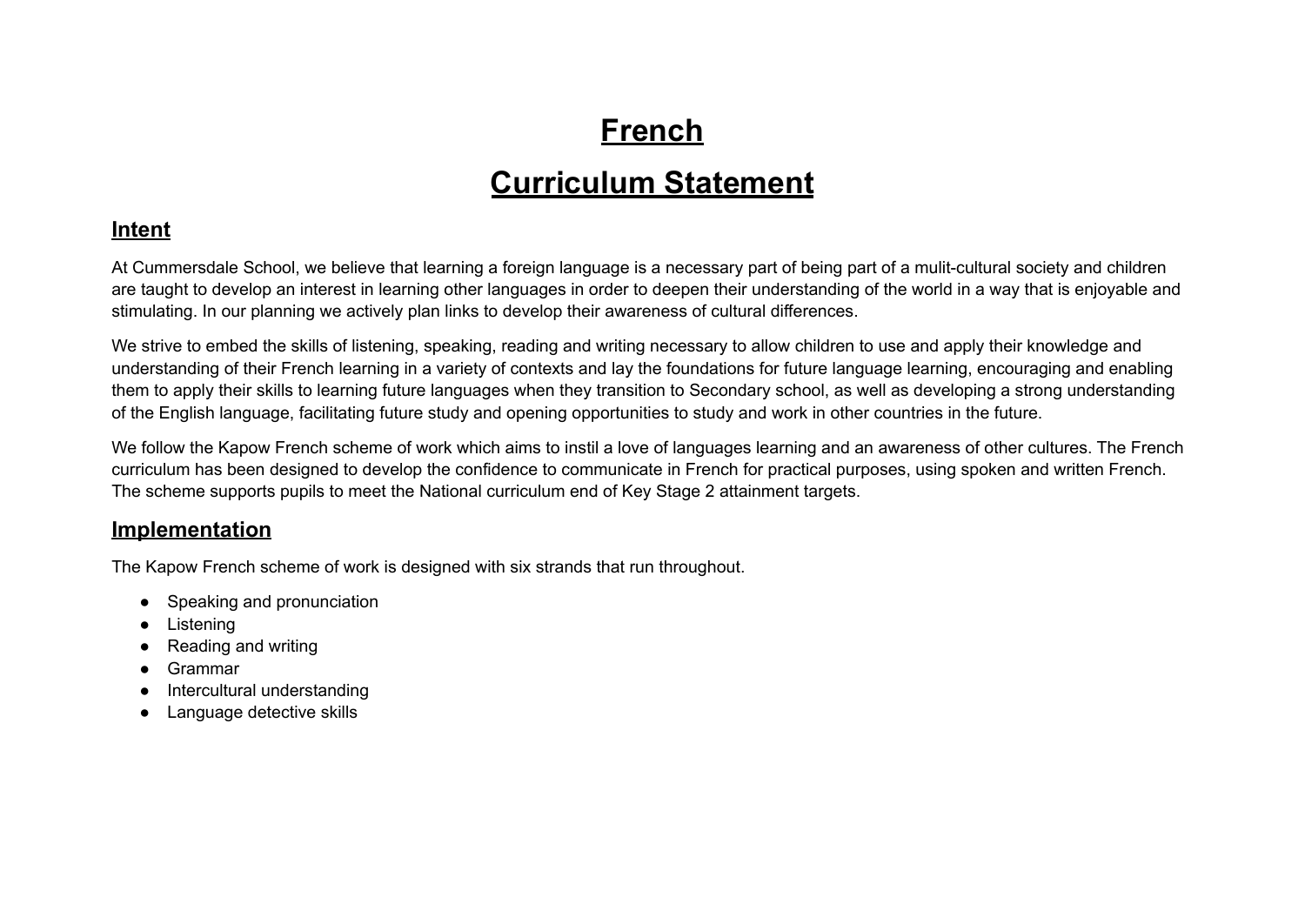# French

# Curriculum Statement

## Intent

At Cummersdale School, we believe that learning a foreign language is a necessary part of being part of a mulit-cultural society and children are taught to develop an interest in learning other languages in order to deepen their understanding of the world in a way that is enjoyable and stimulating. In our planning we actively plan links to develop their awareness of cultural differences.

We strive to embed the skills of listening, speaking, reading and writing necessary to allow children to use and apply their knowledge and understanding of their French learning in a variety of contexts and lay the foundations for future language learning, encouraging and enabling them to apply their skills to learning future languages when they transition to Secondary school, as well as developing a strong understanding of the English language, facilitating future study and opening opportunities to study and work in other countries in the future.

We follow the Kapow French scheme of work which aims to instil a love of languages learning and an awareness of other cultures. The French curriculum has been designed to develop the confidence to communicate in French for practical purposes, using spoken and written French. The scheme supports pupils to meet the National curriculum end of Key Stage 2 attainment targets.

## Implementation

The Kapow French scheme of work is designed with six strands that run throughout.

- Speaking and pronunciation
- Listening
- Reading and writing
- Grammar
- Intercultural understanding
- Language detective skills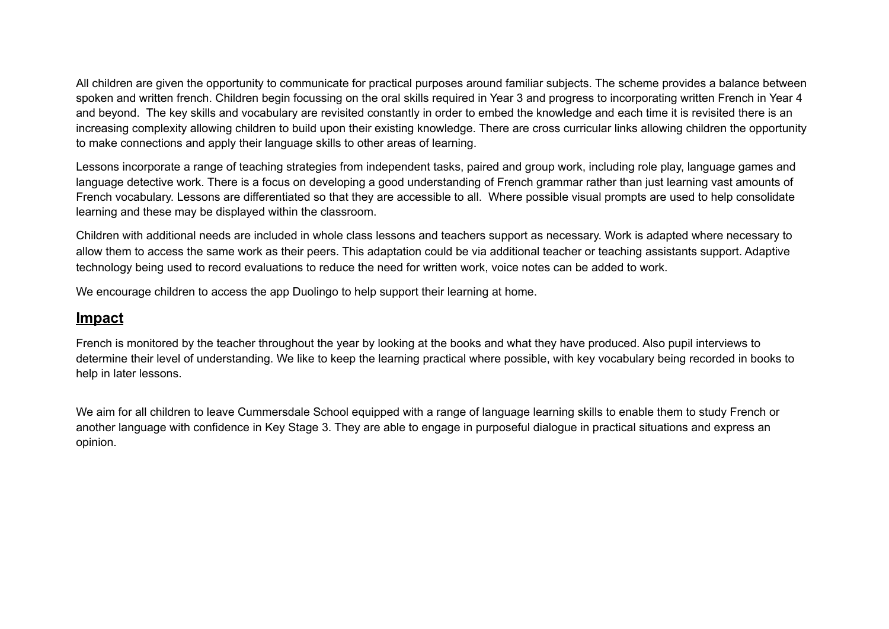All children are given the opportunity to communicate for practical purposes around familiar subjects. The scheme provides a balance between spoken and written french. Children begin focussing on the oral skills required in Year 3 and progress to incorporating written French in Year 4 and beyond.  The key skills and vocabulary are revisited constantly in order to embed the knowledge and each time it is revisited there is an increasing complexity allowing children to build upon their existing knowledge. There are cross curricular links allowing children the opportunity to make connections and apply their language skills to other areas of learning.

Lessons incorporate a range of teaching strategies from independent tasks, paired and group work, including role play, language games and language detective work. There is a focus on developing a good understanding of French grammar rather than just learning vast amounts of French vocabulary. Lessons are differentiated so that they are accessible to all.  Where possible visual prompts are used to help consolidate learning and these may be displayed within the classroom.

Children with additional needs are included in whole class lessons and teachers support as necessary. Work is adapted where necessary to allow them to access the same work as their peers. This adaptation could be via additional teacher or teaching assistants support. Adaptive technology being used to record evaluations to reduce the need for written work, voice notes can be added to work.

We encourage children to access the app Duolingo to help support their learning at home.

## **Impact**

French is monitored by the teacher throughout the year by looking at the books and what they have produced. Also pupil interviews to determine their level of understanding. We like to keep the learning practical where possible, with key vocabulary being recorded in books to help in later lessons.

We aim for all children to leave Cummersdale School equipped with a range of language learning skills to enable them to study French or another language with confidence in Key Stage 3. They are able to engage in purposeful dialogue in practical situations and express an opinion.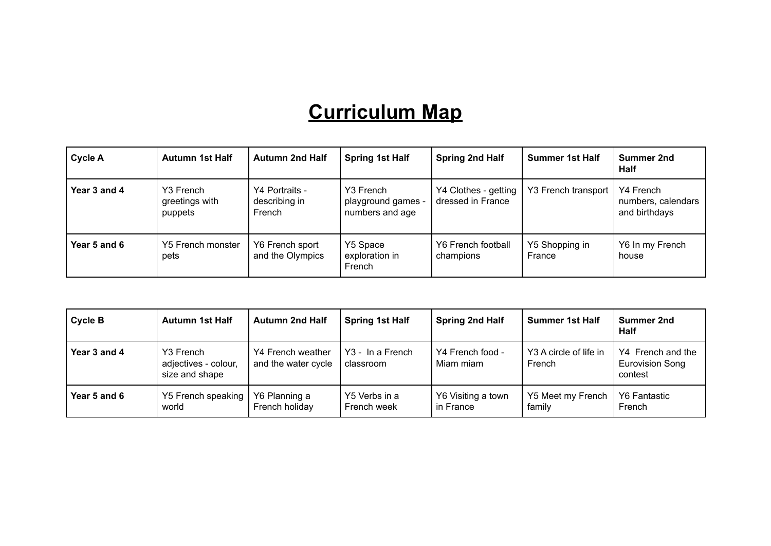# Curriculum Map

| Cycle A | Autumn 1st Half | Autumn 2nd Half | Spring 1st Half | Spring 2nd Half | Summer 1st Half | Summer 2nd Half |
|---|---|---|---|---|---|---|
| **Year 3 and 4** | Y3 French greetings with puppets | Y4 Portraits - describing in French | Y3 French playground games - numbers and age | Y4 Clothes - getting dressed in France | Y3 French transport | Y4 French numbers, calendars and birthdays |
| **Year 5 and 6** | Y5 French monster pets | Y6 French sport and the Olympics | Y5 Space exploration in French | Y6 French football champions | Y5 Shopping in France | Y6 In my French house |

| Cycle B | Autumn 1st Half | Autumn 2nd Half | Spring 1st Half | Spring 2nd Half | Summer 1st Half | Summer 2nd Half |
|---|---|---|---|---|---|---|
| **Year 3 and 4** | Y3 French adjectives - colour, size and shape | Y4 French weather and the water cycle | Y3 - In a French classroom | Y4 French food - Miam miam | Y3 A circle of life in French | Y4 French and the Eurovision Song contest |
| **Year 5 and 6** | Y5 French speaking world | Y6 Planning a French holiday | Y5 Verbs in a French week | Y6 Visiting a town in France | Y5 Meet my French family | Y6 Fantastic French |